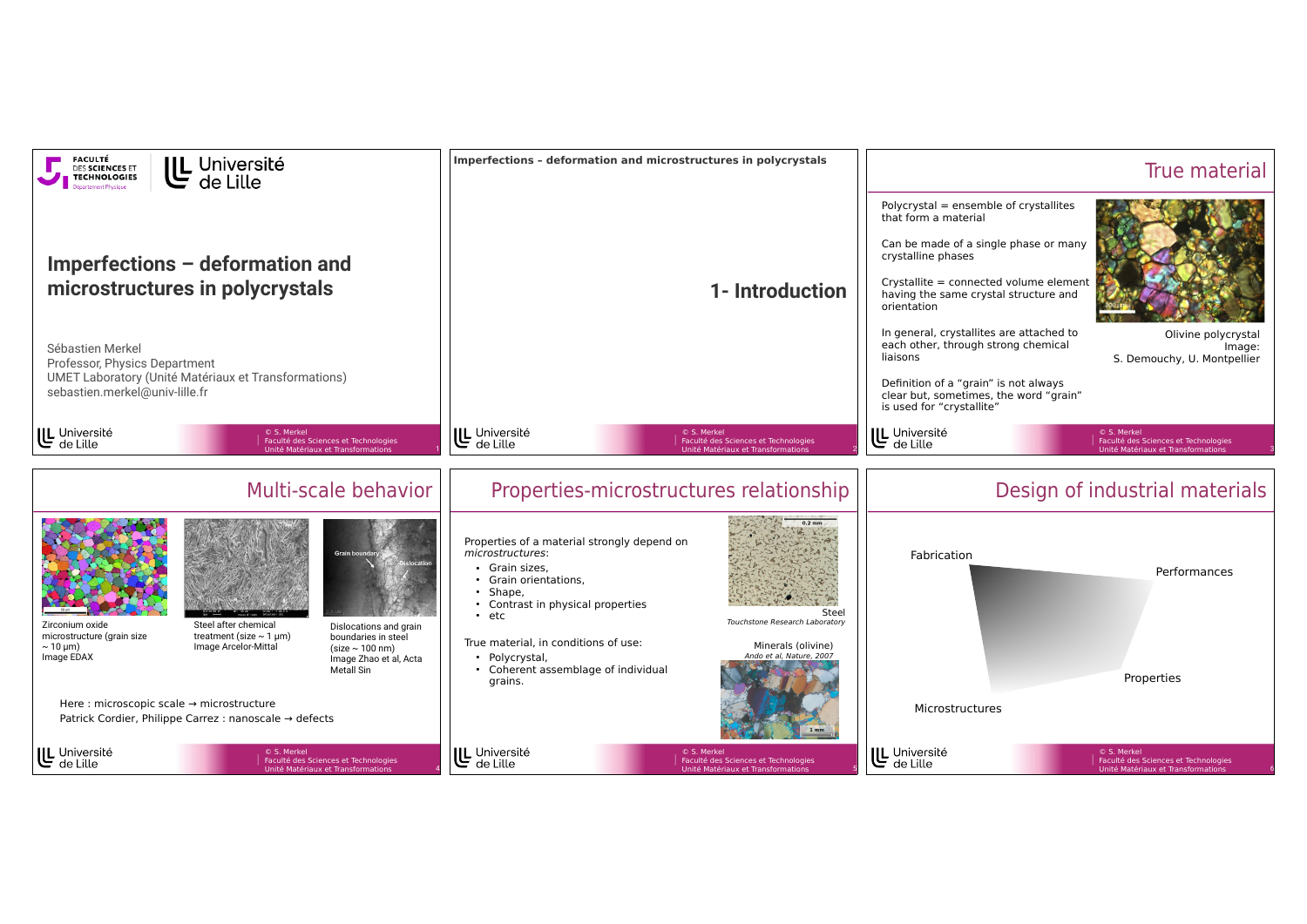# Imperfections – deformation and microstructures in polycrystals

Sébastien Merkel
Professor, Physics Department
UMET Laboratory (Unité Matériaux et Transformations)
sebastien.merkel@univ-lille.fr

## 1- Introduction

## True material

Polycrystal = ensemble of crystallites that form a material

Can be made of a single phase or many crystalline phases

Crystallite = connected volume element having the same crystal structure and orientation

In general, crystallites are attached to each other, through strong chemical liaisons

Definition of a "grain" is not always clear but, sometimes, the word "grain" is used for "crystallite"

Olivine polycrystal
Image: S. Demouchy, U. Montpellier

## Multi-scale behavior

Zirconium oxide microstructure (grain size ~ 10 µm)
Image EDAX

Steel after chemical treatment (size ~ 1 µm)
Image Arcelor-Mittal

Dislocations and grain boundaries in steel (size ~ 100 nm)
Image Zhao et al, Acta Metall Sin

Here : microscopic scale → microstructure
Patrick Cordier, Philippe Carrez : nanoscale → defects

## Properties-microstructures relationship

Properties of a material strongly depend on *microstructures*:

- Grain sizes,
- Grain orientations,
- Shape,
- Contrast in physical properties
- etc

True material, in conditions of use:

- Polycrystal,
- Coherent assemblage of individual grains.

Steel
*Touchstone Research Laboratory*

Minerals (olivine)
*Ando et al, Nature, 2007*

## Design of industrial materials

Fabrication

Performances

Properties

Microstructures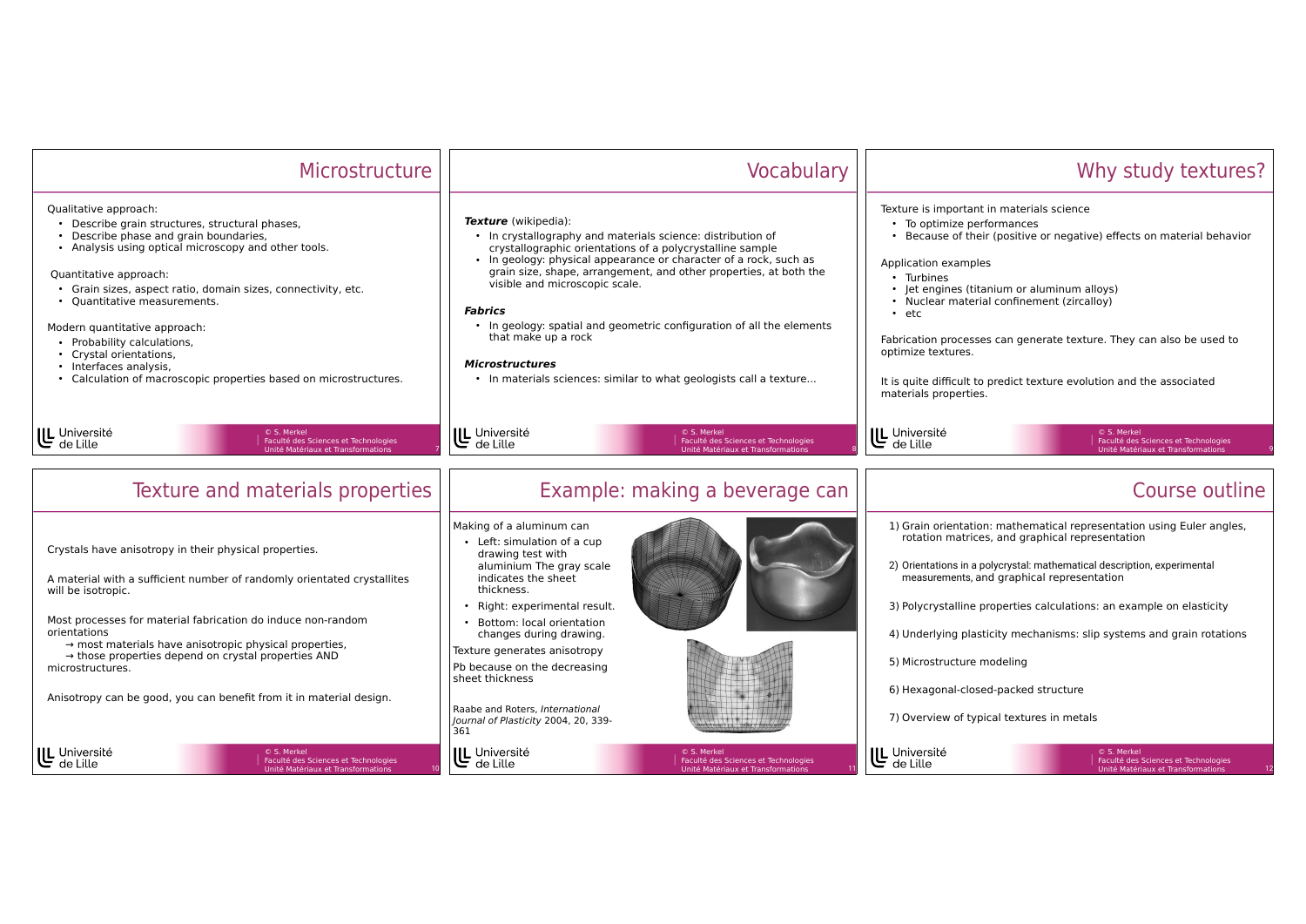## Microstructure

Qualitative approach:

- Describe grain structures, structural phases,
- Describe phase and grain boundaries,
- Analysis using optical microscopy and other tools.

Quantitative approach:

- Grain sizes, aspect ratio, domain sizes, connectivity, etc.
- Quantitative measurements.

Modern quantitative approach:

- Probability calculations,
- Crystal orientations,
- Interfaces analysis,
- Calculation of macroscopic properties based on microstructures.

## Vocabulary

***Texture*** (wikipedia):

- In crystallography and materials science: distribution of crystallographic orientations of a polycrystalline sample
- In geology: physical appearance or character of a rock, such as grain size, shape, arrangement, and other properties, at both the visible and microscopic scale.

***Fabrics***

- In geology: spatial and geometric configuration of all the elements that make up a rock

***Microstructures***

- In materials sciences: similar to what geologists call a texture...

## Why study textures?

Texture is important in materials science

- To optimize performances
- Because of their (positive or negative) effects on material behavior

Application examples

- Turbines
- Jet engines (titanium or aluminum alloys)
- Nuclear material confinement (zircalloy)
- etc

Fabrication processes can generate texture. They can also be used to optimize textures.

It is quite difficult to predict texture evolution and the associated materials properties.

## Texture and materials properties

Crystals have anisotropy in their physical properties.

A material with a sufficient number of randomly orientated crystallites will be isotropic.

Most processes for material fabrication do induce non-random orientations

→ most materials have anisotropic physical properties,
→ those properties depend on crystal properties AND microstructures.

Anisotropy can be good, you can benefit from it in material design.

## Example: making a beverage can

Making of a aluminum can

- Left: simulation of a cup drawing test with aluminium The gray scale indicates the sheet thickness.
- Right: experimental result.
- Bottom: local orientation changes during drawing.

Texture generates anisotropy

Pb because on the decreasing sheet thickness

Raabe and Roters, *International Journal of Plasticity* 2004, 20, 339-361

## Course outline

1) Grain orientation: mathematical representation using Euler angles, rotation matrices, and graphical representation
2) Orientations in a polycrystal: mathematical description, experimental measurements, and graphical representation
3) Polycrystalline properties calculations: an example on elasticity
4) Underlying plasticity mechanisms: slip systems and grain rotations
5) Microstructure modeling
6) Hexagonal-closed-packed structure
7) Overview of typical textures in metals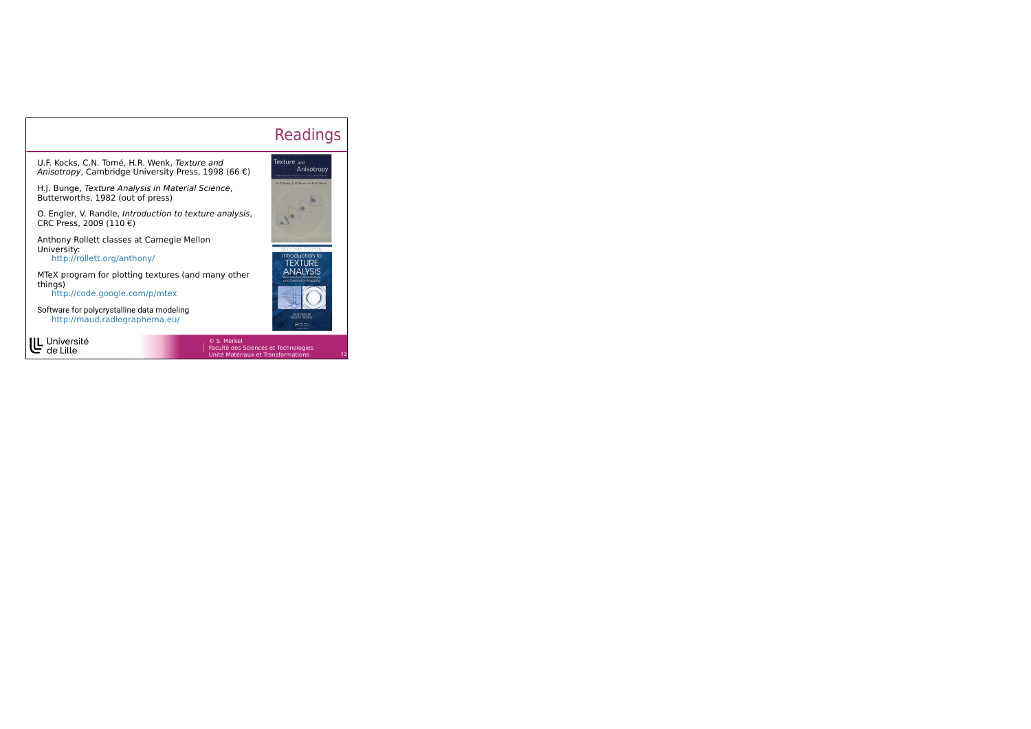# Readings

U.F. Kocks, C.N. Tomé, H.R. Wenk, *Texture and Anisotropy*, Cambridge University Press, 1998 (66 €)

H.J. Bunge, *Texture Analysis in Material Science*, Butterworths, 1982 (out of press)

O. Engler, V. Randle, *Introduction to texture analysis*, CRC Press, 2009 (110 €)

Anthony Rollett classes at Carnegie Mellon University:
http://rollett.org/anthony/

MTeX program for plotting textures (and many other things)
http://code.google.com/p/mtex

Software for polycrystalline data modeling
http://maud.radiographema.eu/